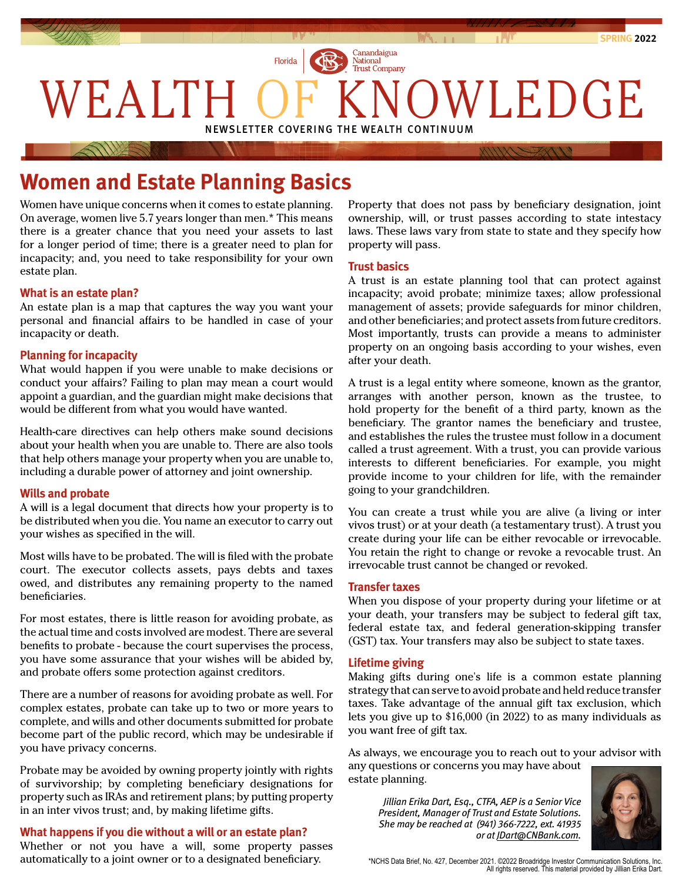SPRING 2022

Florida | Canandaigua National Trust Company

# WEALTH OF KNOWLEDGE

NEWSLETTER COVERING THE WEALTH CONTINUUM

## Women and Estate Planning Basics

Women have unique concerns when it comes to estate planning. On average, women live 5.7 years longer than men.* This means there is a greater chance that you need your assets to last for a longer period of time; there is a greater need to plan for incapacity; and, you need to take responsibility for your own estate plan.

### What is an estate plan?

An estate plan is a map that captures the way you want your personal and financial affairs to be handled in case of your incapacity or death.

### Planning for incapacity

What would happen if you were unable to make decisions or conduct your affairs? Failing to plan may mean a court would appoint a guardian, and the guardian might make decisions that would be different from what you would have wanted.

Health-care directives can help others make sound decisions about your health when you are unable to. There are also tools that help others manage your property when you are unable to, including a durable power of attorney and joint ownership.

### Wills and probate

A will is a legal document that directs how your property is to be distributed when you die. You name an executor to carry out your wishes as specified in the will.

Most wills have to be probated. The will is filed with the probate court. The executor collects assets, pays debts and taxes owed, and distributes any remaining property to the named beneficiaries.

For most estates, there is little reason for avoiding probate, as the actual time and costs involved are modest. There are several benefits to probate - because the court supervises the process, you have some assurance that your wishes will be abided by, and probate offers some protection against creditors.

There are a number of reasons for avoiding probate as well. For complex estates, probate can take up to two or more years to complete, and wills and other documents submitted for probate become part of the public record, which may be undesirable if you have privacy concerns.

Probate may be avoided by owning property jointly with rights of survivorship; by completing beneficiary designations for property such as IRAs and retirement plans; by putting property in an inter vivos trust; and, by making lifetime gifts.

### What happens if you die without a will or an estate plan?

Whether or not you have a will, some property passes automatically to a joint owner or to a designated beneficiary. Property that does not pass by beneficiary designation, joint ownership, will, or trust passes according to state intestacy laws. These laws vary from state to state and they specify how property will pass.

### Trust basics

A trust is an estate planning tool that can protect against incapacity; avoid probate; minimize taxes; allow professional management of assets; provide safeguards for minor children, and other beneficiaries; and protect assets from future creditors. Most importantly, trusts can provide a means to administer property on an ongoing basis according to your wishes, even after your death.

A trust is a legal entity where someone, known as the grantor, arranges with another person, known as the trustee, to hold property for the benefit of a third party, known as the beneficiary. The grantor names the beneficiary and trustee, and establishes the rules the trustee must follow in a document called a trust agreement. With a trust, you can provide various interests to different beneficiaries. For example, you might provide income to your children for life, with the remainder going to your grandchildren.

You can create a trust while you are alive (a living or inter vivos trust) or at your death (a testamentary trust). A trust you create during your life can be either revocable or irrevocable. You retain the right to change or revoke a revocable trust. An irrevocable trust cannot be changed or revoked.

### Transfer taxes

When you dispose of your property during your lifetime or at your death, your transfers may be subject to federal gift tax, federal estate tax, and federal generation-skipping transfer (GST) tax. Your transfers may also be subject to state taxes.

### Lifetime giving

Making gifts during one's life is a common estate planning strategy that can serve to avoid probate and held reduce transfer taxes. Take advantage of the annual gift tax exclusion, which lets you give up to $16,000 (in 2022) to as many individuals as you want free of gift tax.

As always, we encourage you to reach out to your advisor with any questions or concerns you may have about estate planning.

*Jillian Erika Dart, Esq., CTFA, AEP is a Senior Vice President, Manager of Trust and Estate Solutions. She may be reached at (941) 366-7222, ext. 41935 or at JDart@CNBank.com.*

*NCHS Data Brief, No. 427, December 2021. ©2022 Broadridge Investor Communication Solutions, Inc. All rights reserved. This material provided by Jillian Erika Dart.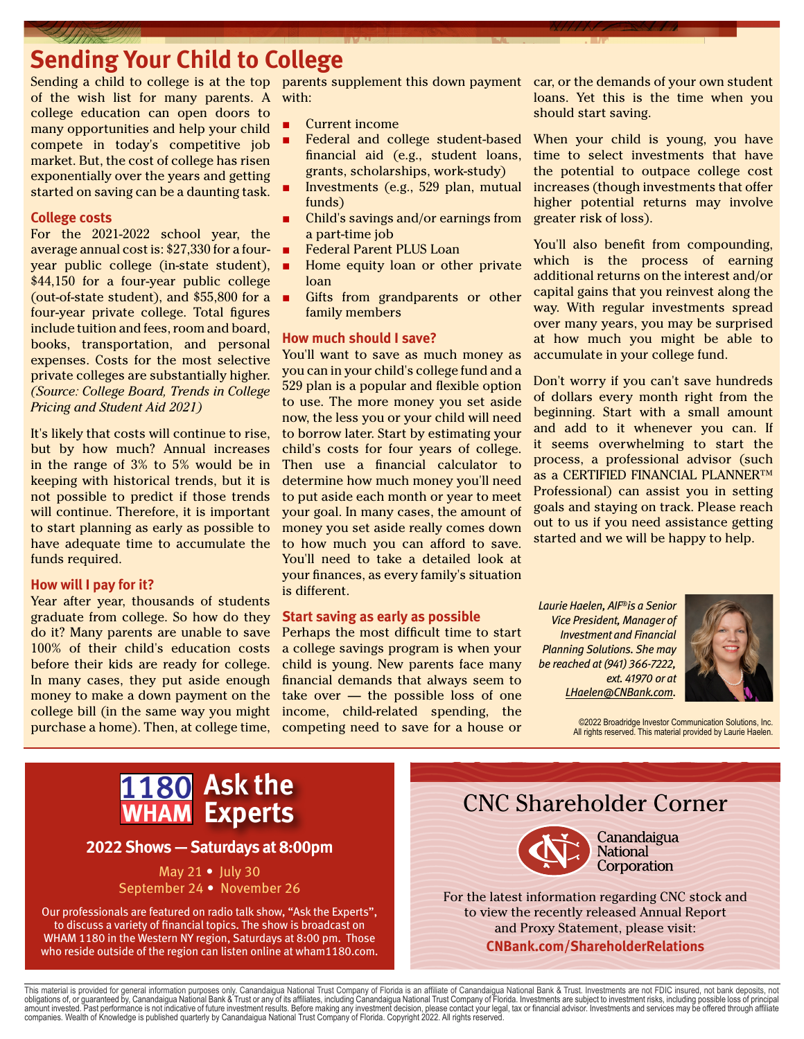# Sending Your Child to College

Sending a child to college is at the top of the wish list for many parents. A college education can open doors to many opportunities and help your child compete in today's competitive job market. But, the cost of college has risen exponentially over the years and getting started on saving can be a daunting task.

## College costs

For the 2021-2022 school year, the average annual cost is: $27,330 for a four-year public college (in-state student), $44,150 for a four-year public college (out-of-state student), and $55,800 for a four-year private college. Total figures include tuition and fees, room and board, books, transportation, and personal expenses. Costs for the most selective private colleges are substantially higher. *(Source: College Board, Trends in College Pricing and Student Aid 2021)*

It's likely that costs will continue to rise, but by how much? Annual increases in the range of 3% to 5% would be in keeping with historical trends, but it is not possible to predict if those trends will continue. Therefore, it is important to start planning as early as possible to have adequate time to accumulate the funds required.

## How will I pay for it?

Year after year, thousands of students graduate from college. So how do they do it? Many parents are unable to save 100% of their child's education costs before their kids are ready for college. In many cases, they put aside enough money to make a down payment on the college bill (in the same way you might purchase a home). Then, at college time, parents supplement this down payment with:

- Current income
- Federal and college student-based financial aid (e.g., student loans, grants, scholarships, work-study)
- Investments (e.g., 529 plan, mutual funds)
- Child's savings and/or earnings from a part-time job
- Federal Parent PLUS Loan
- Home equity loan or other private loan
- Gifts from grandparents or other family members

## How much should I save?

You'll want to save as much money as you can in your child's college fund and a 529 plan is a popular and flexible option to use. The more money you set aside now, the less you or your child will need to borrow later. Start by estimating your child's costs for four years of college. Then use a financial calculator to determine how much money you'll need to put aside each month or year to meet your goal. In many cases, the amount of money you set aside really comes down to how much you can afford to save. You'll need to take a detailed look at your finances, as every family's situation is different.

## Start saving as early as possible

Perhaps the most difficult time to start a college savings program is when your child is young. New parents face many financial demands that always seem to take over — the possible loss of one income, child-related spending, the competing need to save for a house or car, or the demands of your own student loans. Yet this is the time when you should start saving.

When your child is young, you have time to select investments that have the potential to outpace college cost increases (though investments that offer higher potential returns may involve greater risk of loss).

You'll also benefit from compounding, which is the process of earning additional returns on the interest and/or capital gains that you reinvest along the way. With regular investments spread over many years, you may be surprised at how much you might be able to accumulate in your college fund.

Don't worry if you can't save hundreds of dollars every month right from the beginning. Start with a small amount and add to it whenever you can. If it seems overwhelming to start the process, a professional advisor (such as a CERTIFIED FINANCIAL PLANNER™ Professional) can assist you in setting goals and staying on track. Please reach out to us if you need assistance getting started and we will be happy to help.

*Laurie Haelen, AIF® is a Senior Vice President, Manager of Investment and Financial Planning Solutions. She may be reached at (941) 366-7222, ext. 41970 or at LHaelen@CNBank.com.*

©2022 Broadridge Investor Communication Solutions, Inc. All rights reserved. This material provided by Laurie Haelen.

## 1180 WHAM Ask the Experts

**2022 Shows — Saturdays at 8:00pm**

May 21 • July 30
September 24 • November 26

Our professionals are featured on radio talk show, "Ask the Experts", to discuss a variety of financial topics. The show is broadcast on WHAM 1180 in the Western NY region, Saturdays at 8:00 pm. Those who reside outside of the region can listen online at wham1180.com.

## CNC Shareholder Corner

Canandaigua National Corporation

For the latest information regarding CNC stock and to view the recently released Annual Report and Proxy Statement, please visit:
**CNBank.com/ShareholderRelations**

This material is provided for general information purposes only. Canandaigua National Trust Company of Florida is an affiliate of Canandaigua National Bank & Trust. Investments are not FDIC insured, not bank deposits, not obligations of, or guaranteed by, Canandaigua National Bank & Trust or any of its affiliates, including Canandaigua National Trust Company of Florida. Investments are subject to investment risks, including possible loss of principal amount invested. Past performance is not indicative of future investment results. Before making any investment decision, please contact your legal, tax or financial advisor. Investments and services may be offered through affiliate companies. Wealth of Knowledge is published quarterly by Canandaigua National Trust Company of Florida. Copyright 2022. All rights reserved.